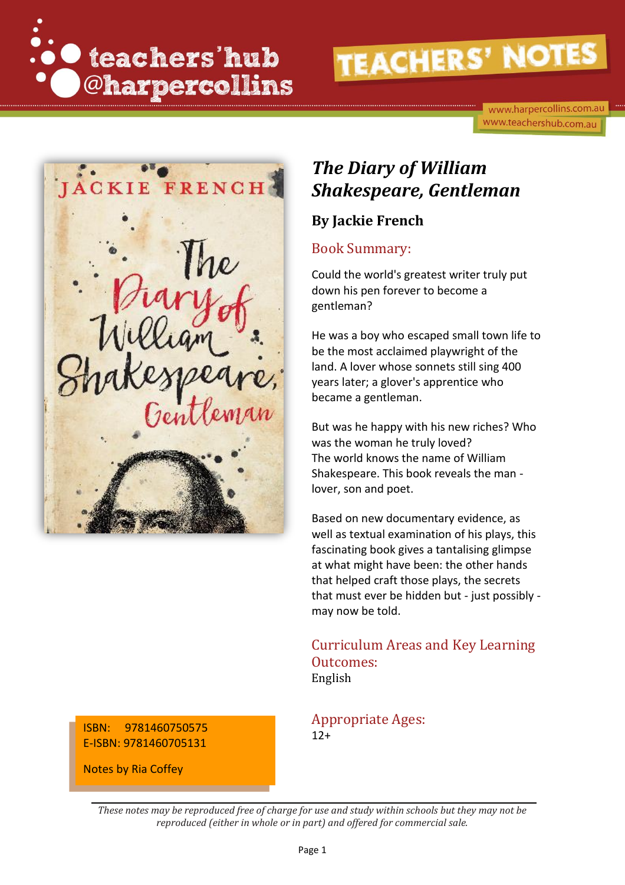teachers'hub @harpercollins

TEACHERS' NOTES

www.harpercollins.com.au
www.teachershub.com.au

# *The Diary of William Shakespeare, Gentleman*

## By Jackie French

### Book Summary:

Could the world's greatest writer truly put down his pen forever to become a gentleman?

He was a boy who escaped small town life to be the most acclaimed playwright of the land. A lover whose sonnets still sing 400 years later; a glover's apprentice who became a gentleman.

But was he happy with his new riches? Who was the woman he truly loved?
The world knows the name of William Shakespeare. This book reveals the man - lover, son and poet.

Based on new documentary evidence, as well as textual examination of his plays, this fascinating book gives a tantalising glimpse at what might have been: the other hands that helped craft those plays, the secrets that must ever be hidden but - just possibly - may now be told.

### Curriculum Areas and Key Learning Outcomes:

English

### Appropriate Ages:

12+

ISBN: 9781460750575
E-ISBN: 9781460705131

Notes by Ria Coffey

*These notes may be reproduced free of charge for use and study within schools but they may not be reproduced (either in whole or in part) and offered for commercial sale.*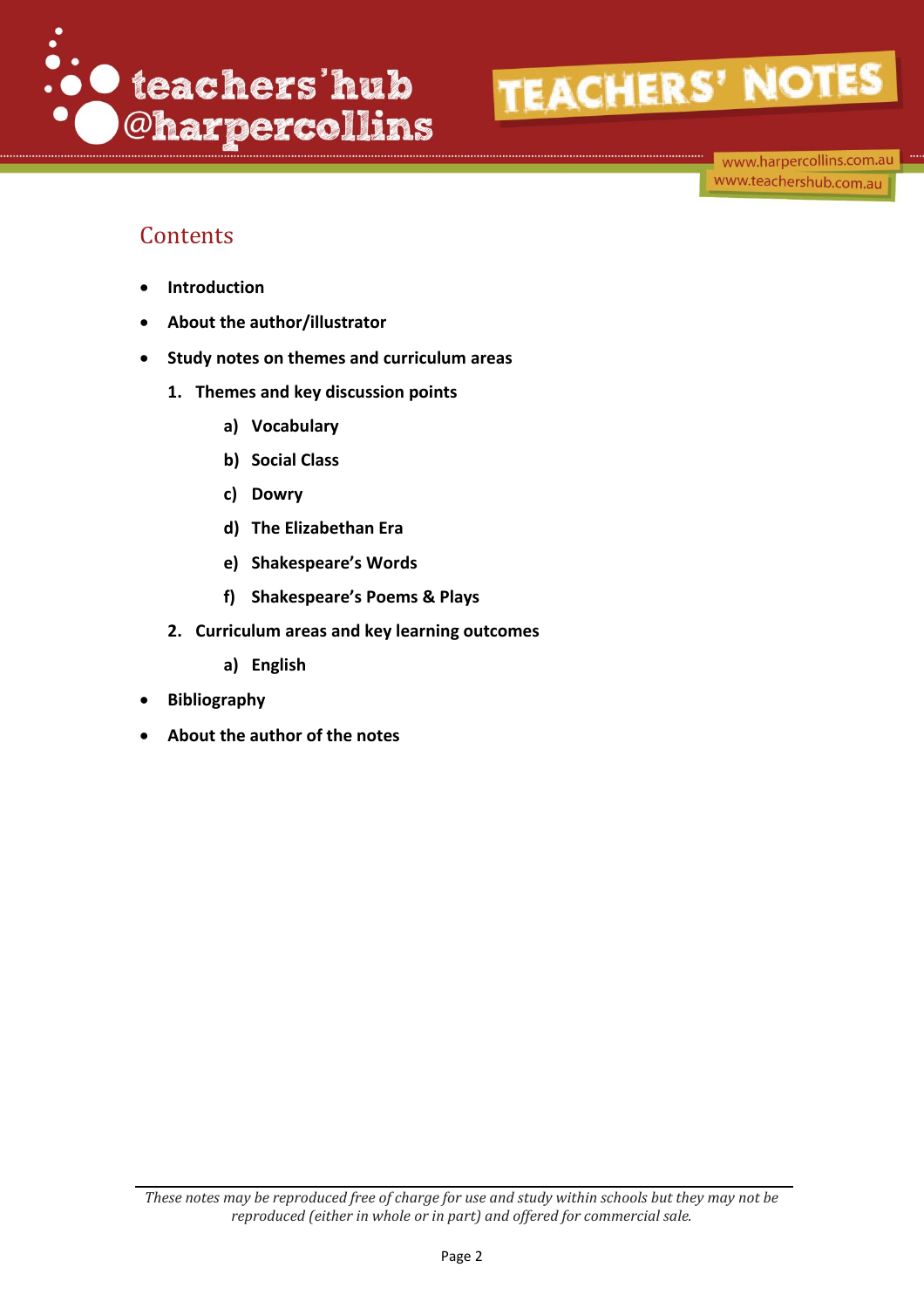## Contents

- **Introduction**
- **About the author/illustrator**
- **Study notes on themes and curriculum areas**
  1. **Themes and key discussion points**
     a) **Vocabulary**
     b) **Social Class**
     c) **Dowry**
     d) **The Elizabethan Era**
     e) **Shakespeare's Words**
     f) **Shakespeare's Poems & Plays**
  2. **Curriculum areas and key learning outcomes**
     a) **English**
- **Bibliography**
- **About the author of the notes**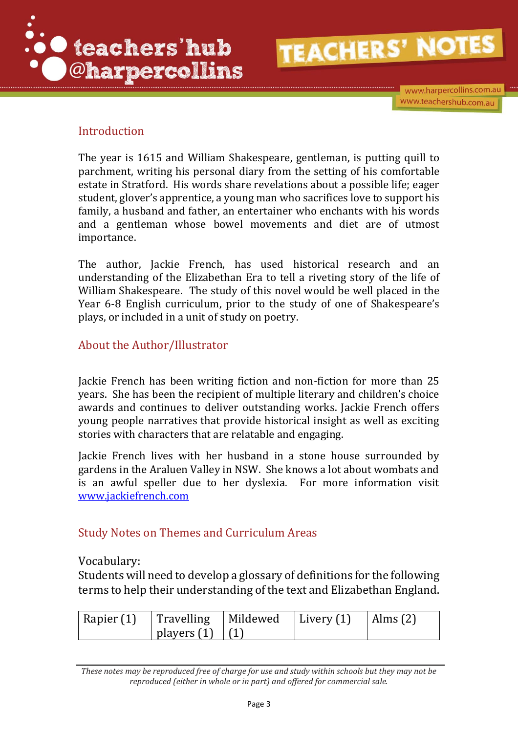## Introduction

The year is 1615 and William Shakespeare, gentleman, is putting quill to parchment, writing his personal diary from the setting of his comfortable estate in Stratford. His words share revelations about a possible life; eager student, glover's apprentice, a young man who sacrifices love to support his family, a husband and father, an entertainer who enchants with his words and a gentleman whose bowel movements and diet are of utmost importance.

The author, Jackie French, has used historical research and an understanding of the Elizabethan Era to tell a riveting story of the life of William Shakespeare. The study of this novel would be well placed in the Year 6-8 English curriculum, prior to the study of one of Shakespeare's plays, or included in a unit of study on poetry.

## About the Author/Illustrator

Jackie French has been writing fiction and non-fiction for more than 25 years. She has been the recipient of multiple literary and children's choice awards and continues to deliver outstanding works. Jackie French offers young people narratives that provide historical insight as well as exciting stories with characters that are relatable and engaging.

Jackie French lives with her husband in a stone house surrounded by gardens in the Araluen Valley in NSW. She knows a lot about wombats and is an awful speller due to her dyslexia. For more information visit www.jackiefrench.com

## Study Notes on Themes and Curriculum Areas

Vocabulary:
Students will need to develop a glossary of definitions for the following terms to help their understanding of the text and Elizabethan England.

| | | | | |
|---|---|---|---|---|
| Rapier (1) | Travelling players (1) | Mildewed (1) | Livery (1) | Alms (2) |

*These notes may be reproduced free of charge for use and study within schools but they may not be reproduced (either in whole or in part) and offered for commercial sale.*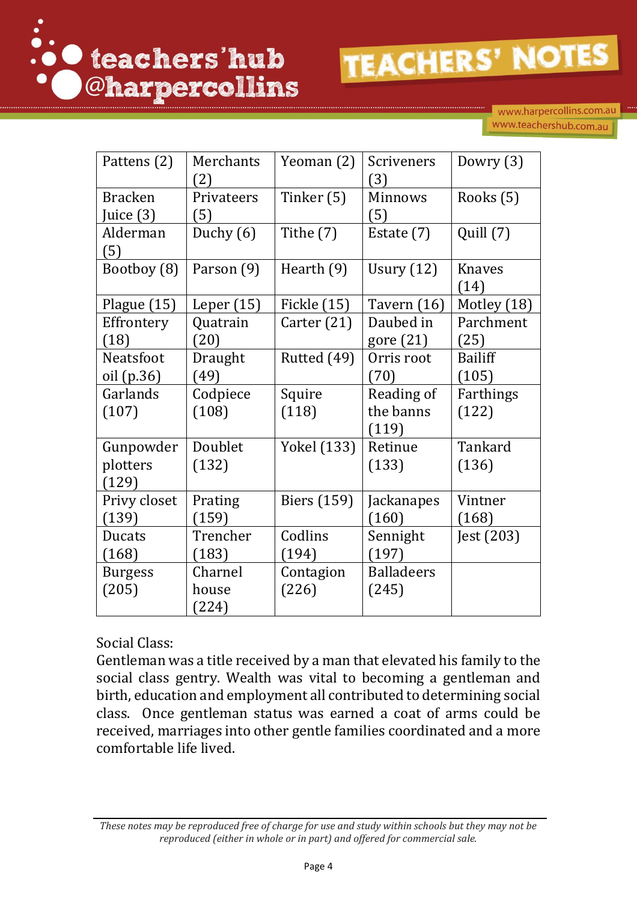| | | | | |
|---|---|---|---|---|
| Pattens (2) | Merchants (2) | Yeoman (2) | Scriveners (3) | Dowry (3) |
| Bracken Juice (3) | Privateers (5) | Tinker (5) | Minnows (5) | Rooks (5) |
| Alderman (5) | Duchy (6) | Tithe (7) | Estate (7) | Quill (7) |
| Bootboy (8) | Parson (9) | Hearth (9) | Usury (12) | Knaves (14) |
| Plague (15) | Leper (15) | Fickle (15) | Tavern (16) | Motley (18) |
| Effrontery (18) | Quatrain (20) | Carter (21) | Daubed in gore (21) | Parchment (25) |
| Neatsfoot oil (p.36) | Draught (49) | Rutted (49) | Orris root (70) | Bailiff (105) |
| Garlands (107) | Codpiece (108) | Squire (118) | Reading of the banns (119) | Farthings (122) |
| Gunpowder plotters (129) | Doublet (132) | Yokel (133) | Retinue (133) | Tankard (136) |
| Privy closet (139) | Prating (159) | Biers (159) | Jackanapes (160) | Vintner (168) |
| Ducats (168) | Trencher (183) | Codlins (194) | Sennight (197) | Jest (203) |
| Burgess (205) | Charnel house (224) | Contagion (226) | Balladeers (245) | |

Social Class:

Gentleman was a title received by a man that elevated his family to the social class gentry. Wealth was vital to becoming a gentleman and birth, education and employment all contributed to determining social class. Once gentleman status was earned a coat of arms could be received, marriages into other gentle families coordinated and a more comfortable life lived.

*These notes may be reproduced free of charge for use and study within schools but they may not be reproduced (either in whole or in part) and offered for commercial sale.*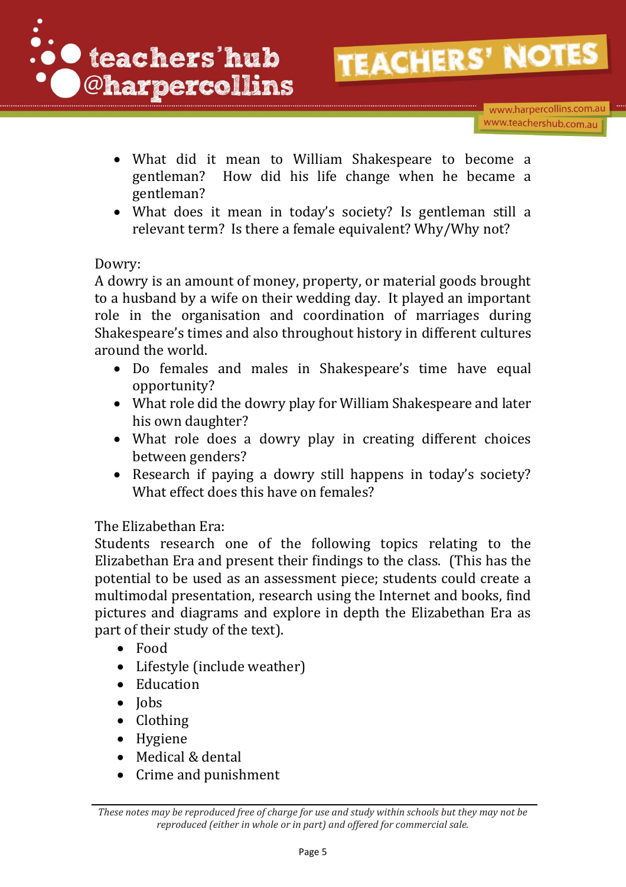- What did it mean to William Shakespeare to become a gentleman? How did his life change when he became a gentleman?
- What does it mean in today's society? Is gentleman still a relevant term? Is there a female equivalent? Why/Why not?

Dowry:

A dowry is an amount of money, property, or material goods brought to a husband by a wife on their wedding day. It played an important role in the organisation and coordination of marriages during Shakespeare's times and also throughout history in different cultures around the world.

- Do females and males in Shakespeare's time have equal opportunity?
- What role did the dowry play for William Shakespeare and later his own daughter?
- What role does a dowry play in creating different choices between genders?
- Research if paying a dowry still happens in today's society? What effect does this have on females?

The Elizabethan Era:

Students research one of the following topics relating to the Elizabethan Era and present their findings to the class. (This has the potential to be used as an assessment piece; students could create a multimodal presentation, research using the Internet and books, find pictures and diagrams and explore in depth the Elizabethan Era as part of their study of the text).

- Food
- Lifestyle (include weather)
- Education
- Jobs
- Clothing
- Hygiene
- Medical & dental
- Crime and punishment

*These notes may be reproduced free of charge for use and study within schools but they may not be reproduced (either in whole or in part) and offered for commercial sale.*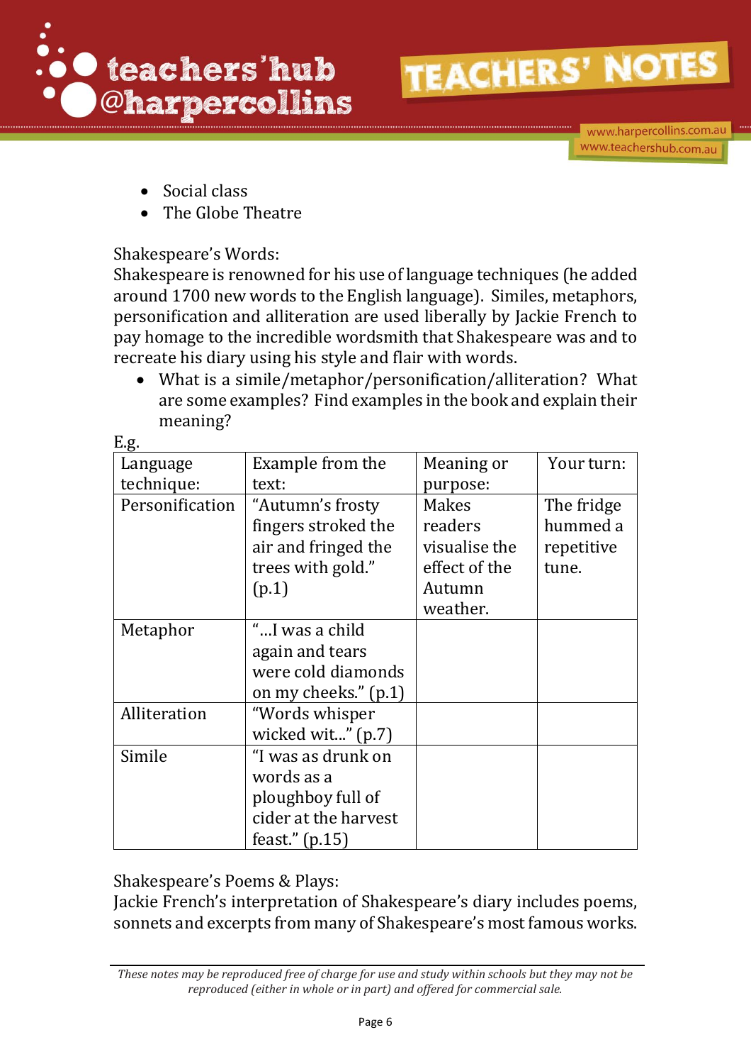- Social class
- The Globe Theatre

Shakespeare's Words:
Shakespeare is renowned for his use of language techniques (he added around 1700 new words to the English language). Similes, metaphors, personification and alliteration are used liberally by Jackie French to pay homage to the incredible wordsmith that Shakespeare was and to recreate his diary using his style and flair with words.

- What is a simile/metaphor/personification/alliteration? What are some examples? Find examples in the book and explain their meaning?

E.g.

| Language technique: | Example from the text: | Meaning or purpose: | Your turn: |
|---|---|---|---|
| Personification | "Autumn's frosty fingers stroked the air and fringed the trees with gold." (p.1) | Makes readers visualise the effect of the Autumn weather. | The fridge hummed a repetitive tune. |
| Metaphor | "…I was a child again and tears were cold diamonds on my cheeks." (p.1) | | |
| Alliteration | "Words whisper wicked wit..." (p.7) | | |
| Simile | "I was as drunk on words as a ploughboy full of cider at the harvest feast." (p.15) | | |

Shakespeare's Poems & Plays:
Jackie French's interpretation of Shakespeare's diary includes poems, sonnets and excerpts from many of Shakespeare's most famous works.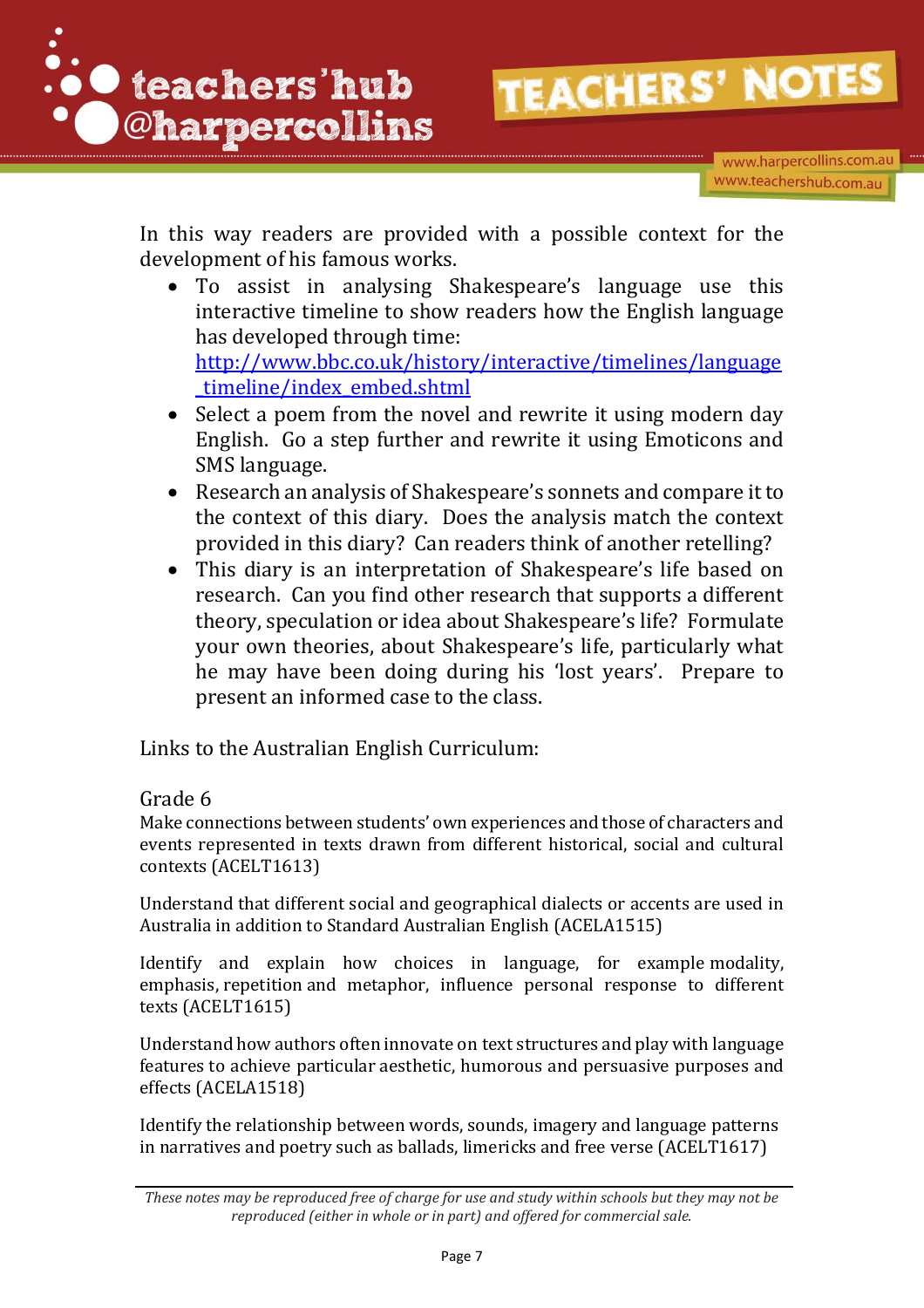In this way readers are provided with a possible context for the development of his famous works.

- To assist in analysing Shakespeare's language use this interactive timeline to show readers how the English language has developed through time: http://www.bbc.co.uk/history/interactive/timelines/language_timeline/index_embed.shtml
- Select a poem from the novel and rewrite it using modern day English. Go a step further and rewrite it using Emoticons and SMS language.
- Research an analysis of Shakespeare's sonnets and compare it to the context of this diary. Does the analysis match the context provided in this diary? Can readers think of another retelling?
- This diary is an interpretation of Shakespeare's life based on research. Can you find other research that supports a different theory, speculation or idea about Shakespeare's life? Formulate your own theories, about Shakespeare's life, particularly what he may have been doing during his 'lost years'. Prepare to present an informed case to the class.

Links to the Australian English Curriculum:

Grade 6

Make connections between students' own experiences and those of characters and events represented in texts drawn from different historical, social and cultural contexts (ACELT1613)

Understand that different social and geographical dialects or accents are used in Australia in addition to Standard Australian English (ACELA1515)

Identify and explain how choices in language, for example modality, emphasis, repetition and metaphor, influence personal response to different texts (ACELT1615)

Understand how authors often innovate on text structures and play with language features to achieve particular aesthetic, humorous and persuasive purposes and effects (ACELA1518)

Identify the relationship between words, sounds, imagery and language patterns in narratives and poetry such as ballads, limericks and free verse (ACELT1617)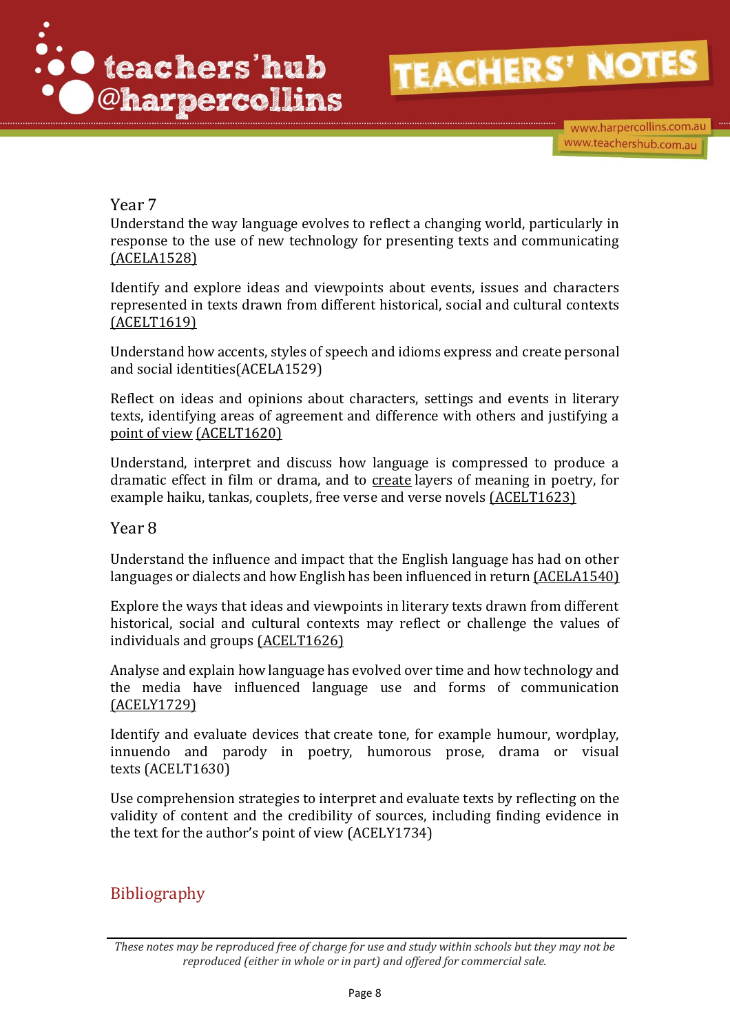### Year 7

Understand the way language evolves to reflect a changing world, particularly in response to the use of new technology for presenting texts and communicating (ACELA1528)

Identify and explore ideas and viewpoints about events, issues and characters represented in texts drawn from different historical, social and cultural contexts (ACELT1619)

Understand how accents, styles of speech and idioms express and create personal and social identities(ACELA1529)

Reflect on ideas and opinions about characters, settings and events in literary texts, identifying areas of agreement and difference with others and justifying a point of view (ACELT1620)

Understand, interpret and discuss how language is compressed to produce a dramatic effect in film or drama, and to create layers of meaning in poetry, for example haiku, tankas, couplets, free verse and verse novels (ACELT1623)

### Year 8

Understand the influence and impact that the English language has had on other languages or dialects and how English has been influenced in return (ACELA1540)

Explore the ways that ideas and viewpoints in literary texts drawn from different historical, social and cultural contexts may reflect or challenge the values of individuals and groups (ACELT1626)

Analyse and explain how language has evolved over time and how technology and the media have influenced language use and forms of communication (ACELY1729)

Identify and evaluate devices that create tone, for example humour, wordplay, innuendo and parody in poetry, humorous prose, drama or visual texts (ACELT1630)

Use comprehension strategies to interpret and evaluate texts by reflecting on the validity of content and the credibility of sources, including finding evidence in the text for the author's point of view (ACELY1734)

## Bibliography

*These notes may be reproduced free of charge for use and study within schools but they may not be reproduced (either in whole or in part) and offered for commercial sale.*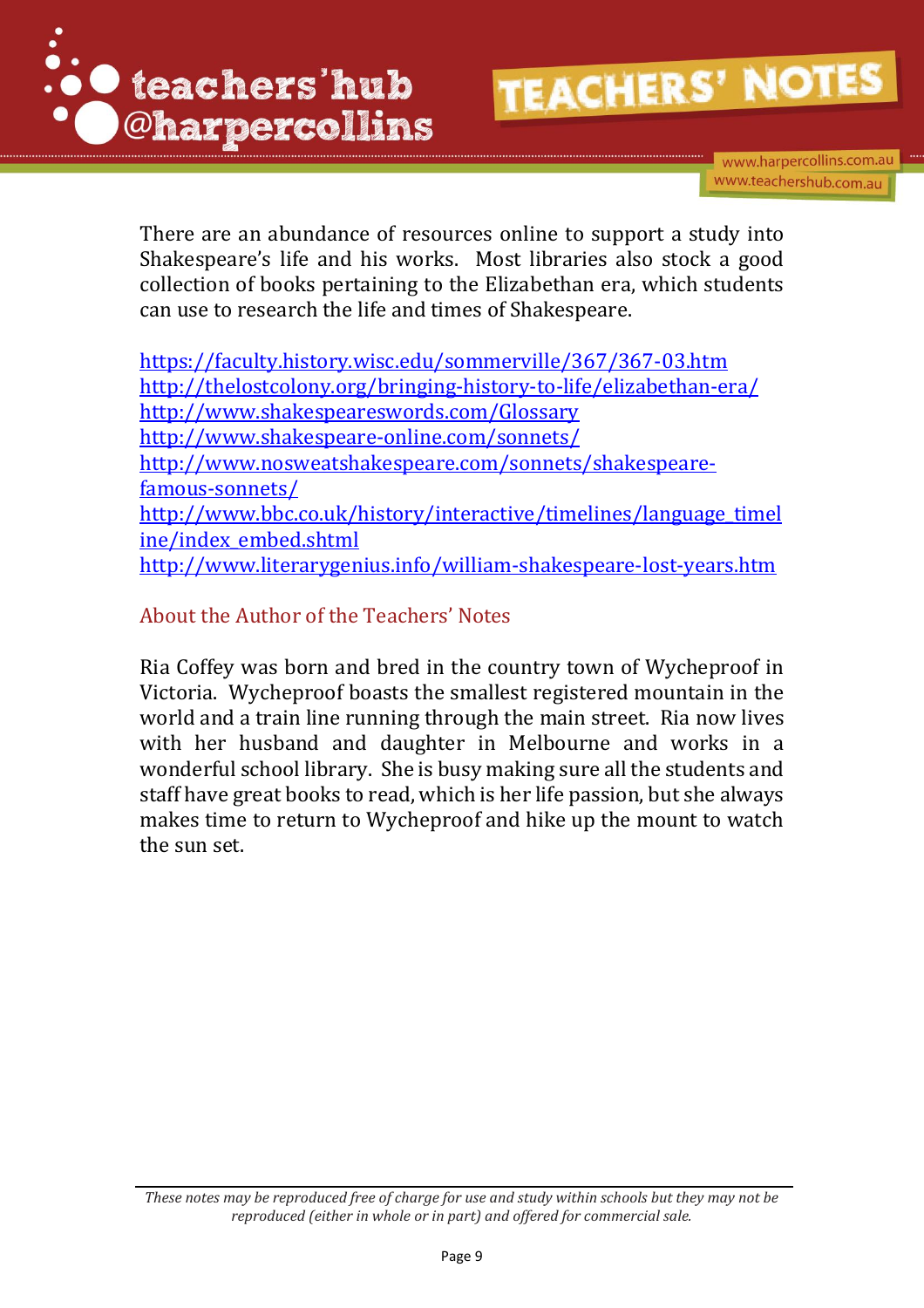There are an abundance of resources online to support a study into Shakespeare's life and his works. Most libraries also stock a good collection of books pertaining to the Elizabethan era, which students can use to research the life and times of Shakespeare.

https://faculty.history.wisc.edu/sommerville/367/367-03.htm
http://thelostcolony.org/bringing-history-to-life/elizabethan-era/
http://www.shakespeareswords.com/Glossary
http://www.shakespeare-online.com/sonnets/
http://www.nosweatshakespeare.com/sonnets/shakespeare-famous-sonnets/
http://www.bbc.co.uk/history/interactive/timelines/language_timeline/index_embed.shtml
http://www.literarygenius.info/william-shakespeare-lost-years.htm

## About the Author of the Teachers' Notes

Ria Coffey was born and bred in the country town of Wycheproof in Victoria. Wycheproof boasts the smallest registered mountain in the world and a train line running through the main street. Ria now lives with her husband and daughter in Melbourne and works in a wonderful school library. She is busy making sure all the students and staff have great books to read, which is her life passion, but she always makes time to return to Wycheproof and hike up the mount to watch the sun set.

*These notes may be reproduced free of charge for use and study within schools but they may not be reproduced (either in whole or in part) and offered for commercial sale.*